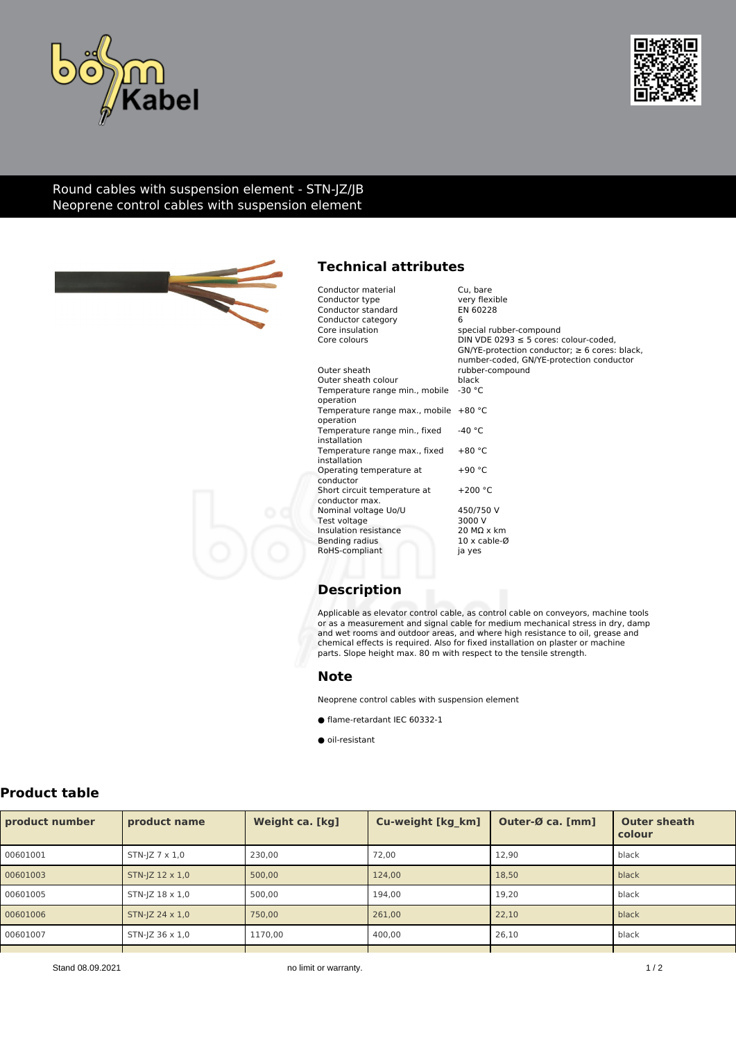# Round cables with suspension element - STN-JZ/JB

Neoprene control cables with suspension element

## Technical attributes

| | |
|---|---|
| Conductor material | Cu, bare |
| Conductor type | very flexible |
| Conductor standard | EN 60228 |
| Conductor category | 6 |
| Core insulation | special rubber-compound |
| Core colours | DIN VDE 0293 ≤ 5 cores: colour-coded, GN/YE-protection conductor; ≥ 6 cores: black, number-coded, GN/YE-protection conductor |
| Outer sheath | rubber-compound |
| Outer sheath colour | black |
| Temperature range min., mobile operation | -30 °C |
| Temperature range max., mobile operation | +80 °C |
| Temperature range min., fixed installation | -40 °C |
| Temperature range max., fixed installation | +80 °C |
| Operating temperature at conductor | +90 °C |
| Short circuit temperature at conductor max. | +200 °C |
| Nominal voltage Uo/U | 450/750 V |
| Test voltage | 3000 V |
| Insulation resistance | 20 MΩ x km |
| Bending radius | 10 x cable-Ø |
| RoHS-compliant | ja yes |

## Description

Applicable as elevator control cable, as control cable on conveyors, machine tools or as a measurement and signal cable for medium mechanical stress in dry, damp and wet rooms and outdoor areas, and where high resistance to oil, grease and chemical effects is required. Also for fixed installation on plaster or machine parts. Slope height max. 80 m with respect to the tensile strength.

## Note

Neoprene control cables with suspension element

- flame-retardant IEC 60332-1
- oil-resistant

## Product table

| product number | product name | Weight ca. [kg] | Cu-weight [kg_km] | Outer-Ø ca. [mm] | Outer sheath colour |
|---|---|---|---|---|---|
| 00601001 | STN-JZ 7 x 1,0 | 230,00 | 72,00 | 12,90 | black |
| 00601003 | STN-JZ 12 x 1,0 | 500,00 | 124,00 | 18,50 | black |
| 00601005 | STN-JZ 18 x 1,0 | 500,00 | 194,00 | 19,20 | black |
| 00601006 | STN-JZ 24 x 1,0 | 750,00 | 261,00 | 22,10 | black |
| 00601007 | STN-JZ 36 x 1,0 | 1170,00 | 400,00 | 26,10 | black |

Stand 08.09.2021

no limit or warranty.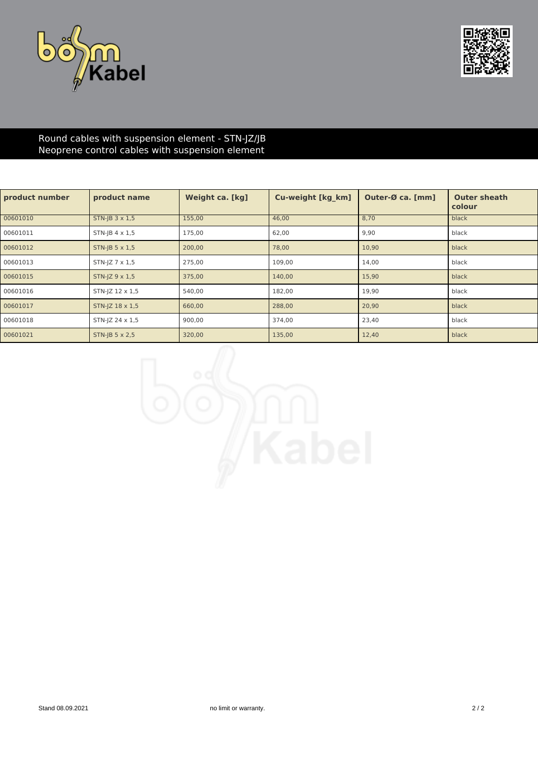Round cables with suspension element - STN-JZ/JB
Neoprene control cables with suspension element

| product number | product name | Weight ca. [kg] | Cu-weight [kg_km] | Outer-Ø ca. [mm] | Outer sheath colour |
|---|---|---|---|---|---|
| 00601010 | STN-JB 3 x 1,5 | 155,00 | 46,00 | 8,70 | black |
| 00601011 | STN-JB 4 x 1,5 | 175,00 | 62,00 | 9,90 | black |
| 00601012 | STN-JB 5 x 1,5 | 200,00 | 78,00 | 10,90 | black |
| 00601013 | STN-JZ 7 x 1,5 | 275,00 | 109,00 | 14,00 | black |
| 00601015 | STN-JZ 9 x 1,5 | 375,00 | 140,00 | 15,90 | black |
| 00601016 | STN-JZ 12 x 1,5 | 540,00 | 182,00 | 19,90 | black |
| 00601017 | STN-JZ 18 x 1,5 | 660,00 | 288,00 | 20,90 | black |
| 00601018 | STN-JZ 24 x 1,5 | 900,00 | 374,00 | 23,40 | black |
| 00601021 | STN-JB 5 x 2,5 | 320,00 | 135,00 | 12,40 | black |

Stand 08.09.2021

no limit or warranty.